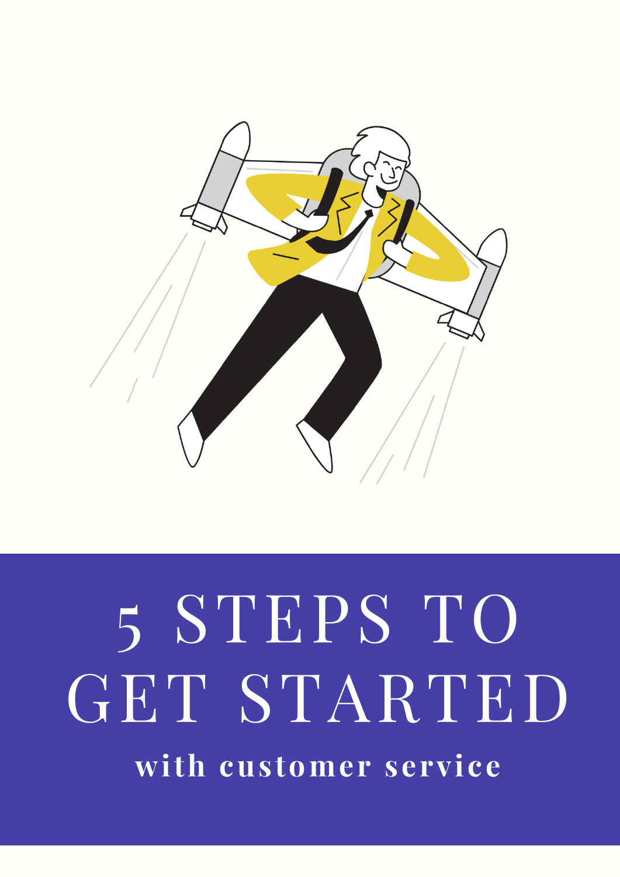# 5 STEPS TO GET STARTED

**with customer service**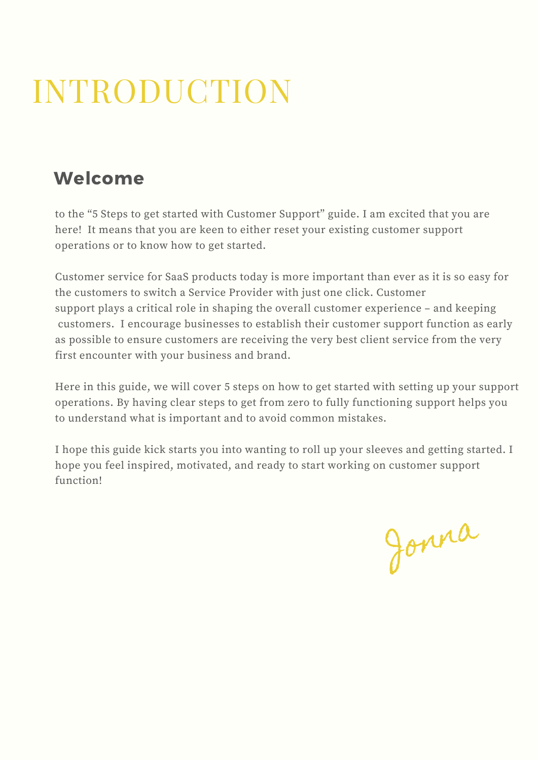# INTRODUCTION

## Welcome

to the "5 Steps to get started with Customer Support" guide. I am excited that you are here!  It means that you are keen to either reset your existing customer support operations or to know how to get started.

Customer service for SaaS products today is more important than ever as it is so easy for the customers to switch a Service Provider with just one click. Customer support plays a critical role in shaping the overall customer experience – and keeping customers.  I encourage businesses to establish their customer support function as early as possible to ensure customers are receiving the very best client service from the very first encounter with your business and brand.

Here in this guide, we will cover 5 steps on how to get started with setting up your support operations. By having clear steps to get from zero to fully functioning support helps you to understand what is important and to avoid common mistakes.

I hope this guide kick starts you into wanting to roll up your sleeves and getting started. I hope you feel inspired, motivated, and ready to start working on customer support function!

Jonna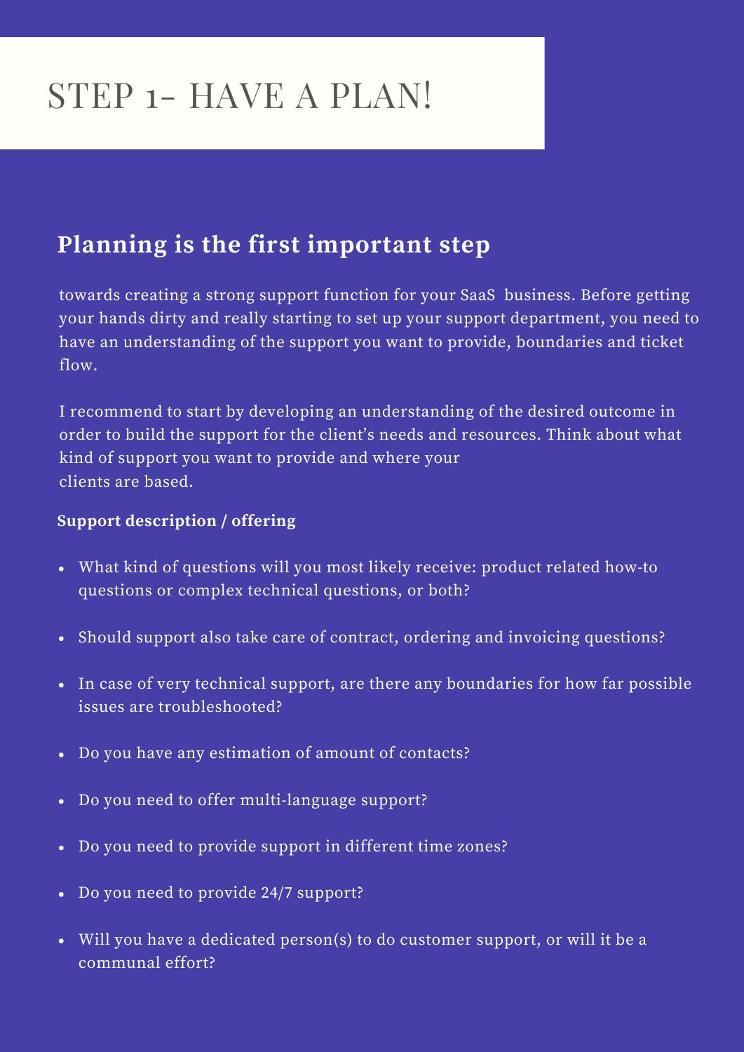# STEP 1- HAVE A PLAN!

## Planning is the first important step

towards creating a strong support function for your SaaS business. Before getting your hands dirty and really starting to set up your support department, you need to have an understanding of the support you want to provide, boundaries and ticket flow.

I recommend to start by developing an understanding of the desired outcome in order to build the support for the client's needs and resources. Think about what kind of support you want to provide and where your clients are based.

**Support description / offering**

- What kind of questions will you most likely receive: product related how-to questions or complex technical questions, or both?
- Should support also take care of contract, ordering and invoicing questions?
- In case of very technical support, are there any boundaries for how far possible issues are troubleshooted?
- Do you have any estimation of amount of contacts?
- Do you need to offer multi-language support?
- Do you need to provide support in different time zones?
- Do you need to provide 24/7 support?
- Will you have a dedicated person(s) to do customer support, or will it be a communal effort?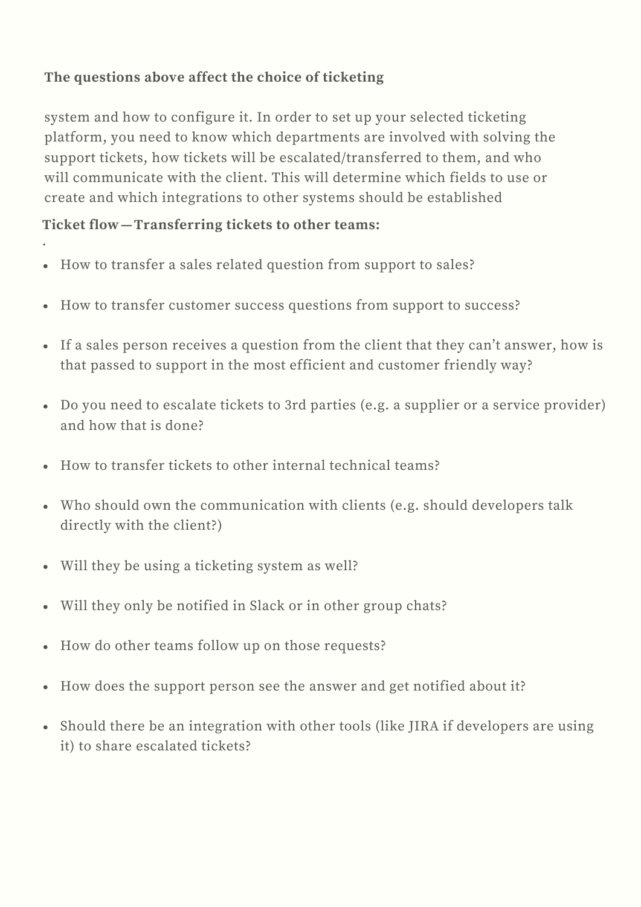**The questions above affect the choice of ticketing**

system and how to configure it. In order to set up your selected ticketing platform, you need to know which departments are involved with solving the support tickets, how tickets will be escalated/transferred to them, and who will communicate with the client. This will determine which fields to use or create and which integrations to other systems should be established

**Ticket flow—Transferring tickets to other teams:**

.

- How to transfer a sales related question from support to sales?
- How to transfer customer success questions from support to success?
- If a sales person receives a question from the client that they can't answer, how is that passed to support in the most efficient and customer friendly way?
- Do you need to escalate tickets to 3rd parties (e.g. a supplier or a service provider) and how that is done?
- How to transfer tickets to other internal technical teams?
- Who should own the communication with clients (e.g. should developers talk directly with the client?)
- Will they be using a ticketing system as well?
- Will they only be notified in Slack or in other group chats?
- How do other teams follow up on those requests?
- How does the support person see the answer and get notified about it?
- Should there be an integration with other tools (like JIRA if developers are using it) to share escalated tickets?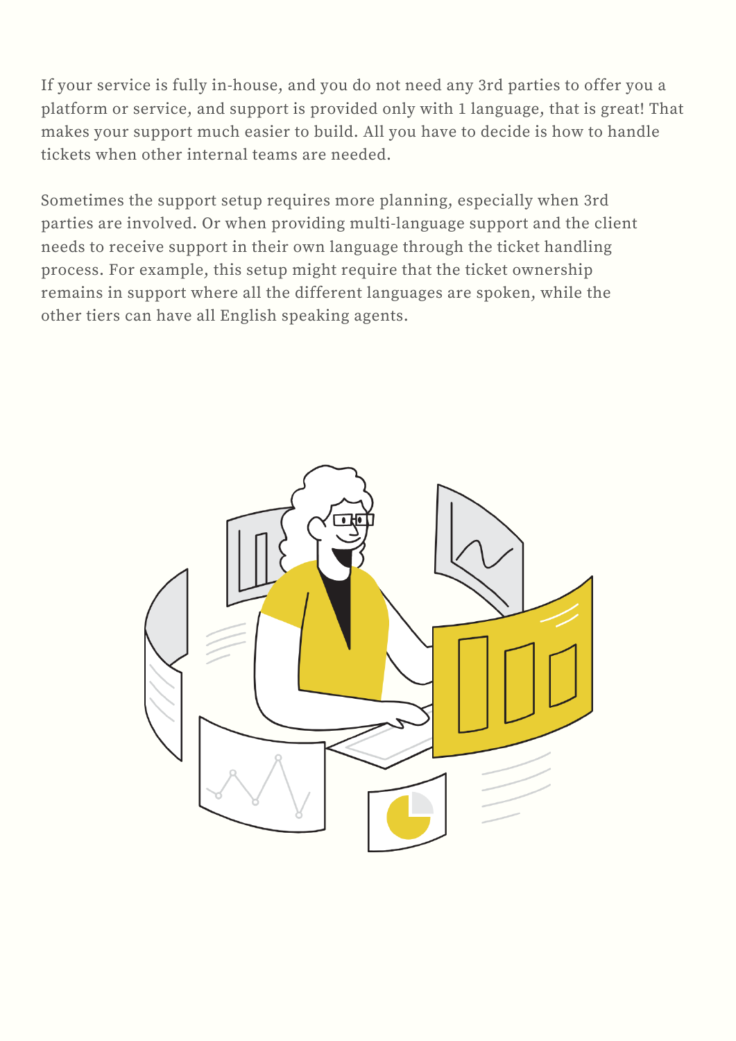If your service is fully in-house, and you do not need any 3rd parties to offer you a platform or service, and support is provided only with 1 language, that is great! That makes your support much easier to build. All you have to decide is how to handle tickets when other internal teams are needed.

Sometimes the support setup requires more planning, especially when 3rd parties are involved. Or when providing multi-language support and the client needs to receive support in their own language through the ticket handling process. For example, this setup might require that the ticket ownership remains in support where all the different languages are spoken, while the other tiers can have all English speaking agents.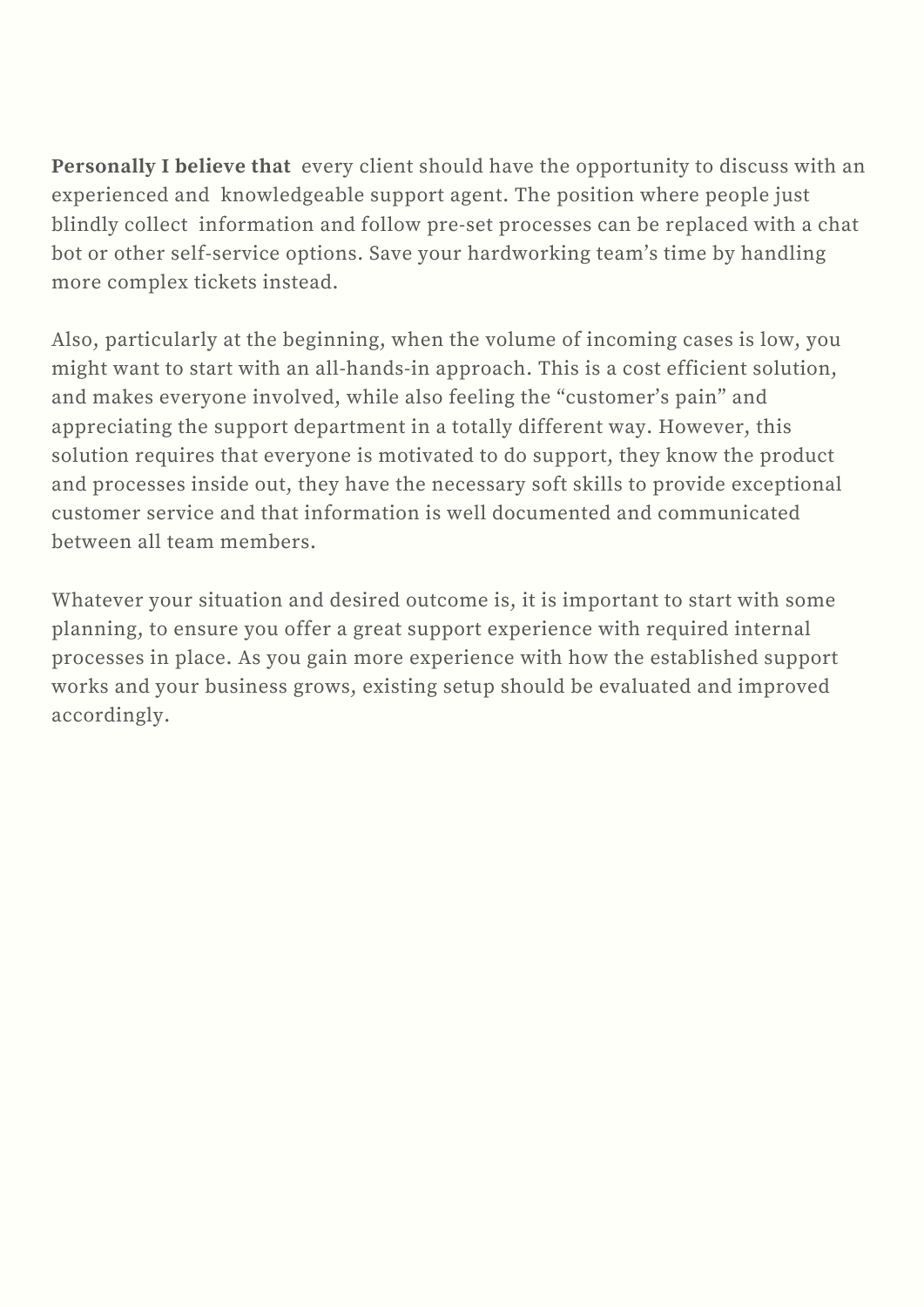**Personally I believe that** every client should have the opportunity to discuss with an experienced and knowledgeable support agent. The position where people just blindly collect information and follow pre-set processes can be replaced with a chat bot or other self-service options. Save your hardworking team's time by handling more complex tickets instead.

Also, particularly at the beginning, when the volume of incoming cases is low, you might want to start with an all-hands-in approach. This is a cost efficient solution, and makes everyone involved, while also feeling the "customer's pain" and appreciating the support department in a totally different way. However, this solution requires that everyone is motivated to do support, they know the product and processes inside out, they have the necessary soft skills to provide exceptional customer service and that information is well documented and communicated between all team members.

Whatever your situation and desired outcome is, it is important to start with some planning, to ensure you offer a great support experience with required internal processes in place. As you gain more experience with how the established support works and your business grows, existing setup should be evaluated and improved accordingly.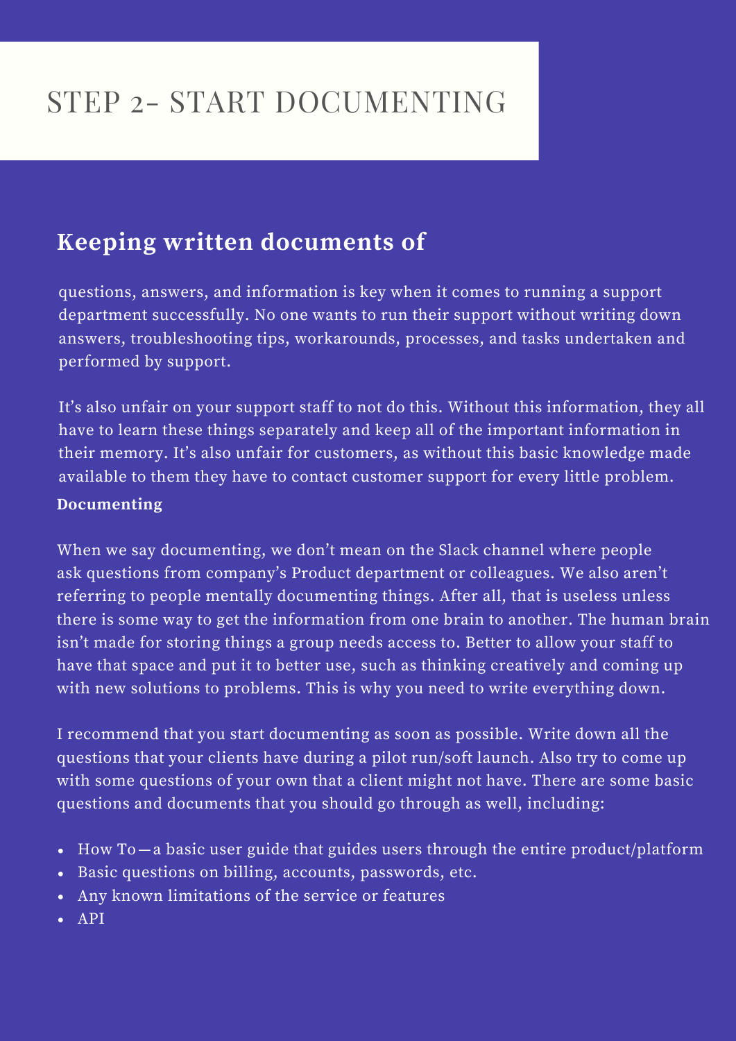# STEP 2- START DOCUMENTING

## Keeping written documents of

questions, answers, and information is key when it comes to running a support department successfully. No one wants to run their support without writing down answers, troubleshooting tips, workarounds, processes, and tasks undertaken and performed by support.

It's also unfair on your support staff to not do this. Without this information, they all have to learn these things separately and keep all of the important information in their memory. It's also unfair for customers, as without this basic knowledge made available to them they have to contact customer support for every little problem.

**Documenting**

When we say documenting, we don't mean on the Slack channel where people ask questions from company's Product department or colleagues. We also aren't referring to people mentally documenting things. After all, that is useless unless there is some way to get the information from one brain to another. The human brain isn't made for storing things a group needs access to. Better to allow your staff to have that space and put it to better use, such as thinking creatively and coming up with new solutions to problems. This is why you need to write everything down.

I recommend that you start documenting as soon as possible. Write down all the questions that your clients have during a pilot run/soft launch. Also try to come up with some questions of your own that a client might not have. There are some basic questions and documents that you should go through as well, including:

- How To—a basic user guide that guides users through the entire product/platform
- Basic questions on billing, accounts, passwords, etc.
- Any known limitations of the service or features
- API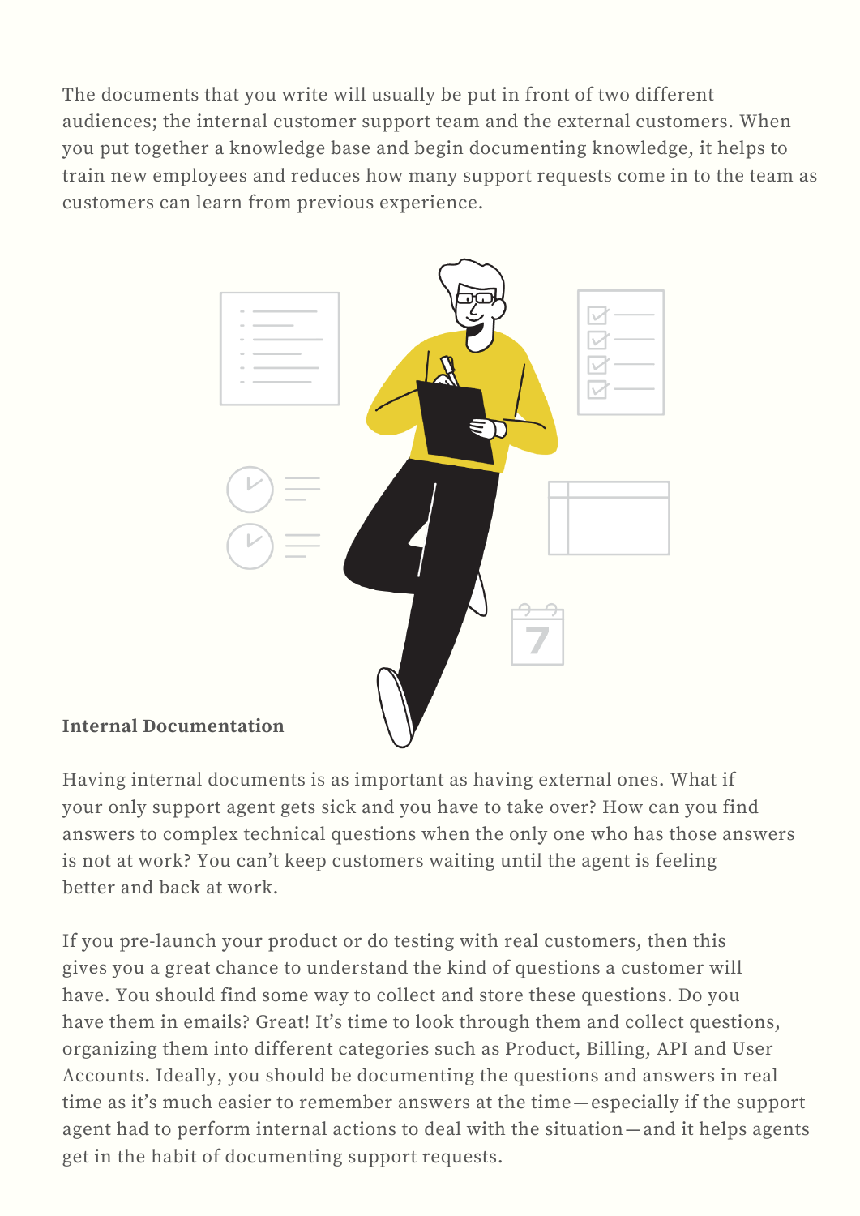The documents that you write will usually be put in front of two different audiences; the internal customer support team and the external customers. When you put together a knowledge base and begin documenting knowledge, it helps to train new employees and reduces how many support requests come in to the team as customers can learn from previous experience.

**Internal Documentation**

Having internal documents is as important as having external ones. What if your only support agent gets sick and you have to take over? How can you find answers to complex technical questions when the only one who has those answers is not at work? You can't keep customers waiting until the agent is feeling better and back at work.

If you pre-launch your product or do testing with real customers, then this gives you a great chance to understand the kind of questions a customer will have. You should find some way to collect and store these questions. Do you have them in emails? Great! It's time to look through them and collect questions, organizing them into different categories such as Product, Billing, API and User Accounts. Ideally, you should be documenting the questions and answers in real time as it's much easier to remember answers at the time—especially if the support agent had to perform internal actions to deal with the situation—and it helps agents get in the habit of documenting support requests.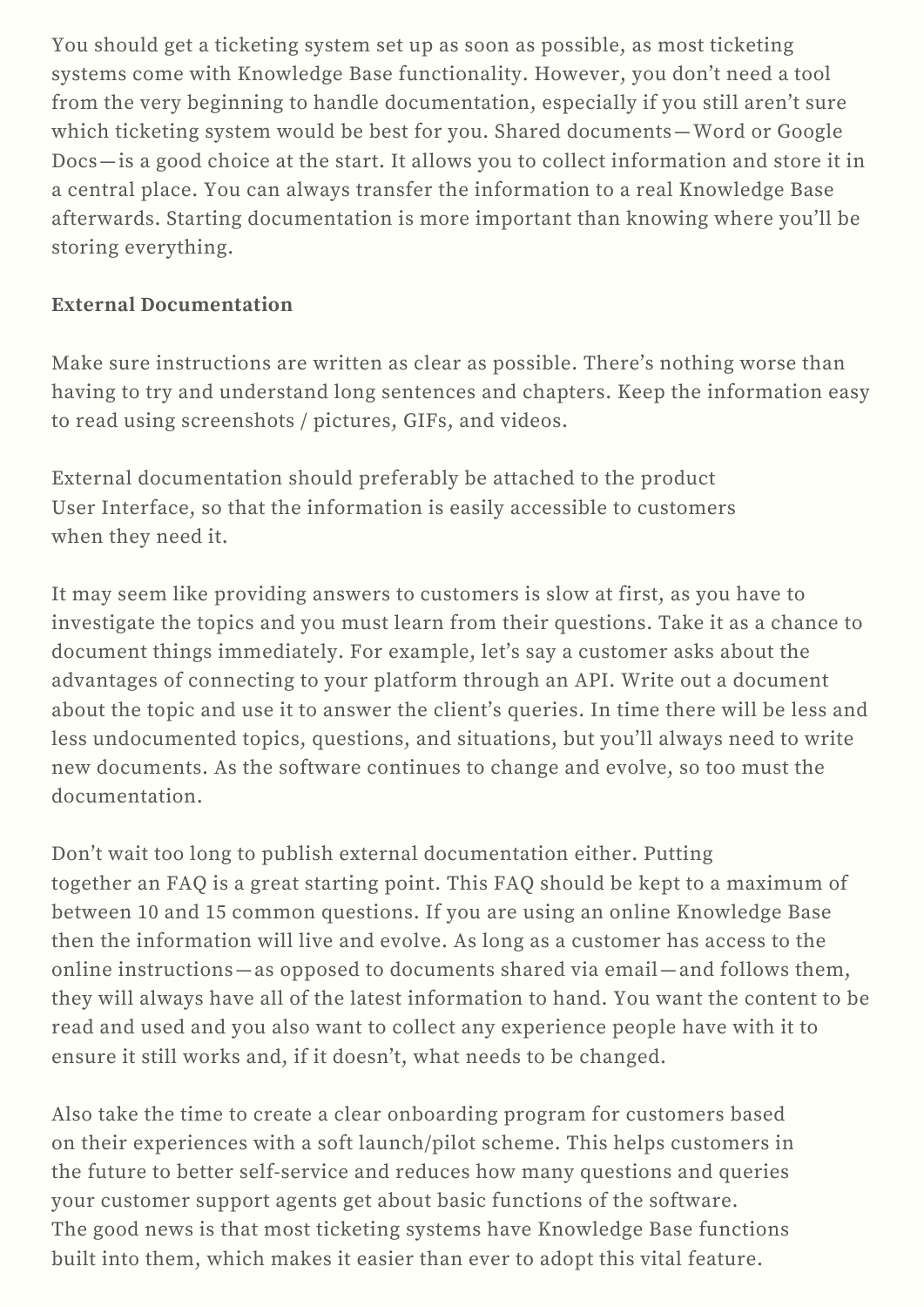You should get a ticketing system set up as soon as possible, as most ticketing systems come with Knowledge Base functionality. However, you don't need a tool from the very beginning to handle documentation, especially if you still aren't sure which ticketing system would be best for you. Shared documents—Word or Google Docs—is a good choice at the start. It allows you to collect information and store it in a central place. You can always transfer the information to a real Knowledge Base afterwards. Starting documentation is more important than knowing where you'll be storing everything.

**External Documentation**

Make sure instructions are written as clear as possible. There's nothing worse than having to try and understand long sentences and chapters. Keep the information easy to read using screenshots / pictures, GIFs, and videos.

External documentation should preferably be attached to the product User Interface, so that the information is easily accessible to customers when they need it.

It may seem like providing answers to customers is slow at first, as you have to investigate the topics and you must learn from their questions. Take it as a chance to document things immediately. For example, let's say a customer asks about the advantages of connecting to your platform through an API. Write out a document about the topic and use it to answer the client's queries. In time there will be less and less undocumented topics, questions, and situations, but you'll always need to write new documents. As the software continues to change and evolve, so too must the documentation.

Don't wait too long to publish external documentation either. Putting together an FAQ is a great starting point. This FAQ should be kept to a maximum of between 10 and 15 common questions. If you are using an online Knowledge Base then the information will live and evolve. As long as a customer has access to the online instructions—as opposed to documents shared via email—and follows them, they will always have all of the latest information to hand. You want the content to be read and used and you also want to collect any experience people have with it to ensure it still works and, if it doesn't, what needs to be changed.

Also take the time to create a clear onboarding program for customers based on their experiences with a soft launch/pilot scheme. This helps customers in the future to better self-service and reduces how many questions and queries your customer support agents get about basic functions of the software.
The good news is that most ticketing systems have Knowledge Base functions built into them, which makes it easier than ever to adopt this vital feature.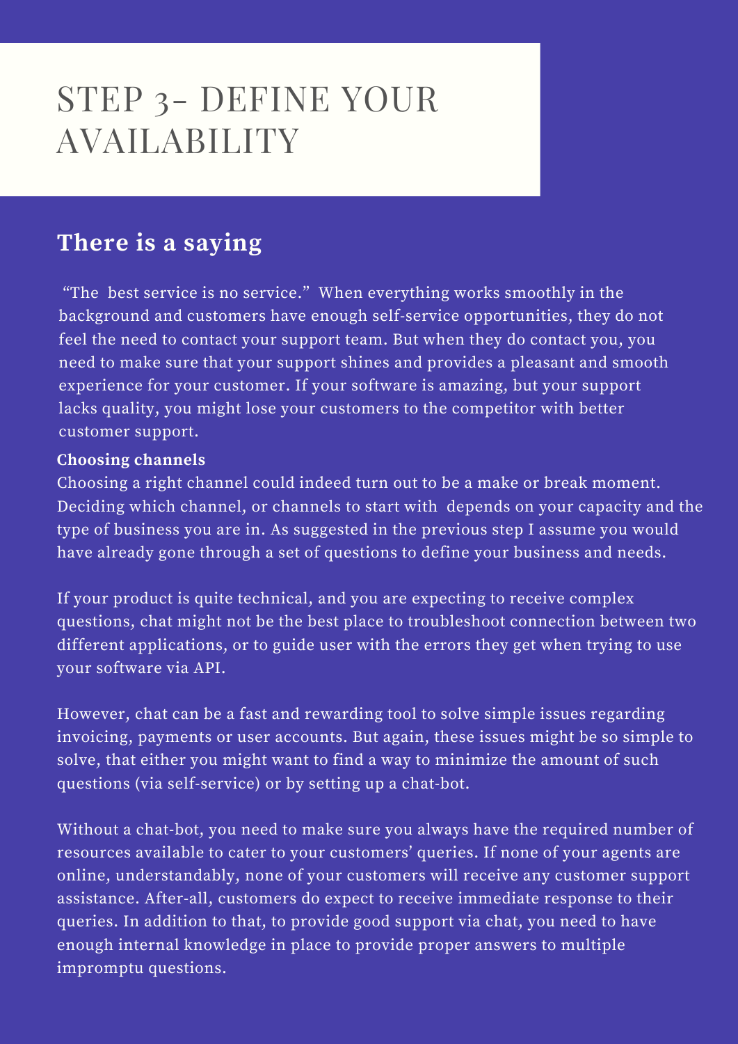# STEP 3- DEFINE YOUR AVAILABILITY

## There is a saying

"The best service is no service." When everything works smoothly in the background and customers have enough self-service opportunities, they do not feel the need to contact your support team. But when they do contact you, you need to make sure that your support shines and provides a pleasant and smooth experience for your customer. If your software is amazing, but your support lacks quality, you might lose your customers to the competitor with better customer support.

**Choosing channels**

Choosing a right channel could indeed turn out to be a make or break moment. Deciding which channel, or channels to start with depends on your capacity and the type of business you are in. As suggested in the previous step I assume you would have already gone through a set of questions to define your business and needs.

If your product is quite technical, and you are expecting to receive complex questions, chat might not be the best place to troubleshoot connection between two different applications, or to guide user with the errors they get when trying to use your software via API.

However, chat can be a fast and rewarding tool to solve simple issues regarding invoicing, payments or user accounts. But again, these issues might be so simple to solve, that either you might want to find a way to minimize the amount of such questions (via self-service) or by setting up a chat-bot.

Without a chat-bot, you need to make sure you always have the required number of resources available to cater to your customers' queries. If none of your agents are online, understandably, none of your customers will receive any customer support assistance. After-all, customers do expect to receive immediate response to their queries. In addition to that, to provide good support via chat, you need to have enough internal knowledge in place to provide proper answers to multiple impromptu questions.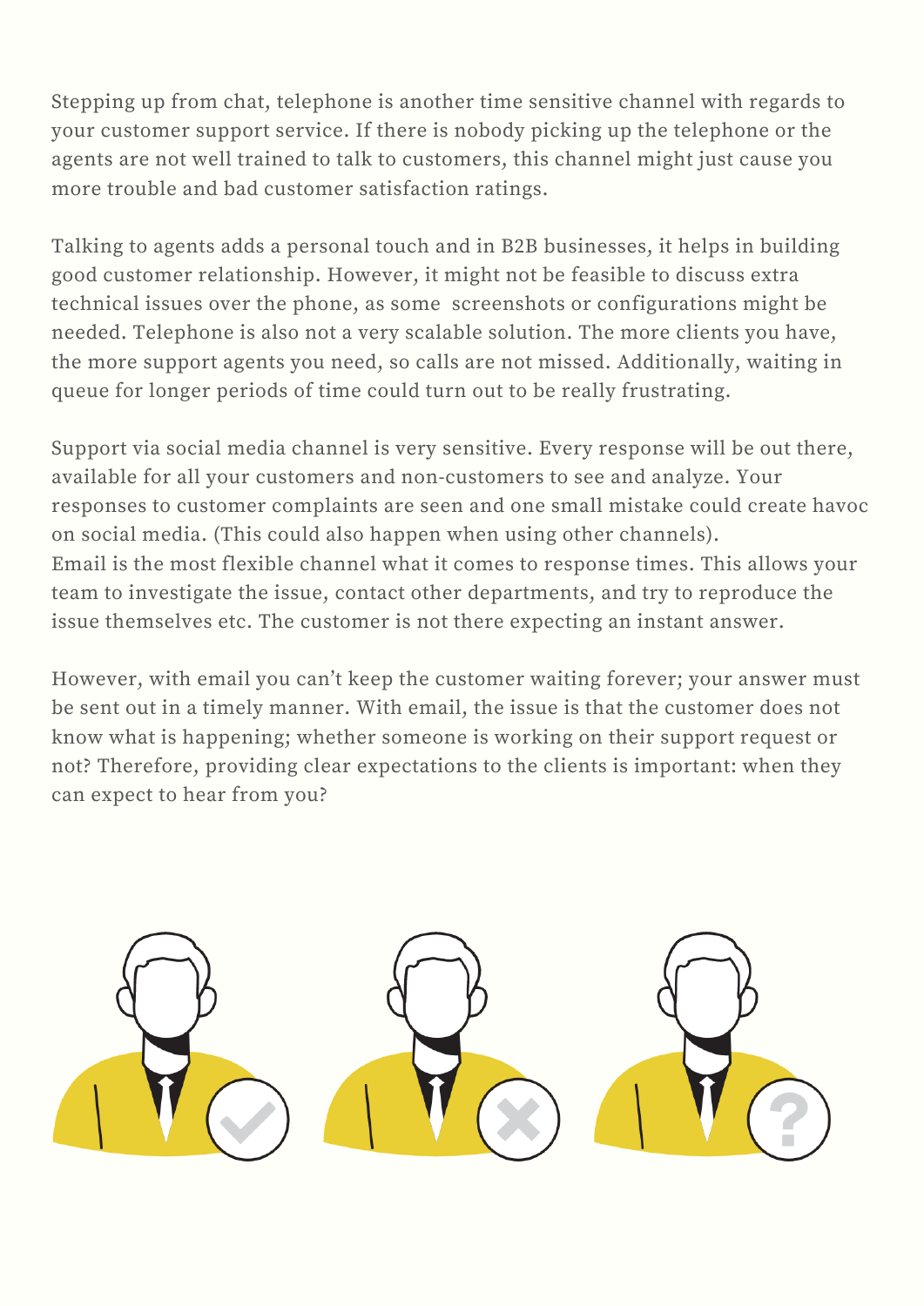Stepping up from chat, telephone is another time sensitive channel with regards to your customer support service. If there is nobody picking up the telephone or the agents are not well trained to talk to customers, this channel might just cause you more trouble and bad customer satisfaction ratings.

Talking to agents adds a personal touch and in B2B businesses, it helps in building good customer relationship. However, it might not be feasible to discuss extra technical issues over the phone, as some screenshots or configurations might be needed. Telephone is also not a very scalable solution. The more clients you have, the more support agents you need, so calls are not missed. Additionally, waiting in queue for longer periods of time could turn out to be really frustrating.

Support via social media channel is very sensitive. Every response will be out there, available for all your customers and non-customers to see and analyze. Your responses to customer complaints are seen and one small mistake could create havoc on social media. (This could also happen when using other channels).
Email is the most flexible channel what it comes to response times. This allows your team to investigate the issue, contact other departments, and try to reproduce the issue themselves etc. The customer is not there expecting an instant answer.

However, with email you can't keep the customer waiting forever; your answer must be sent out in a timely manner. With email, the issue is that the customer does not know what is happening; whether someone is working on their support request or not? Therefore, providing clear expectations to the clients is important: when they can expect to hear from you?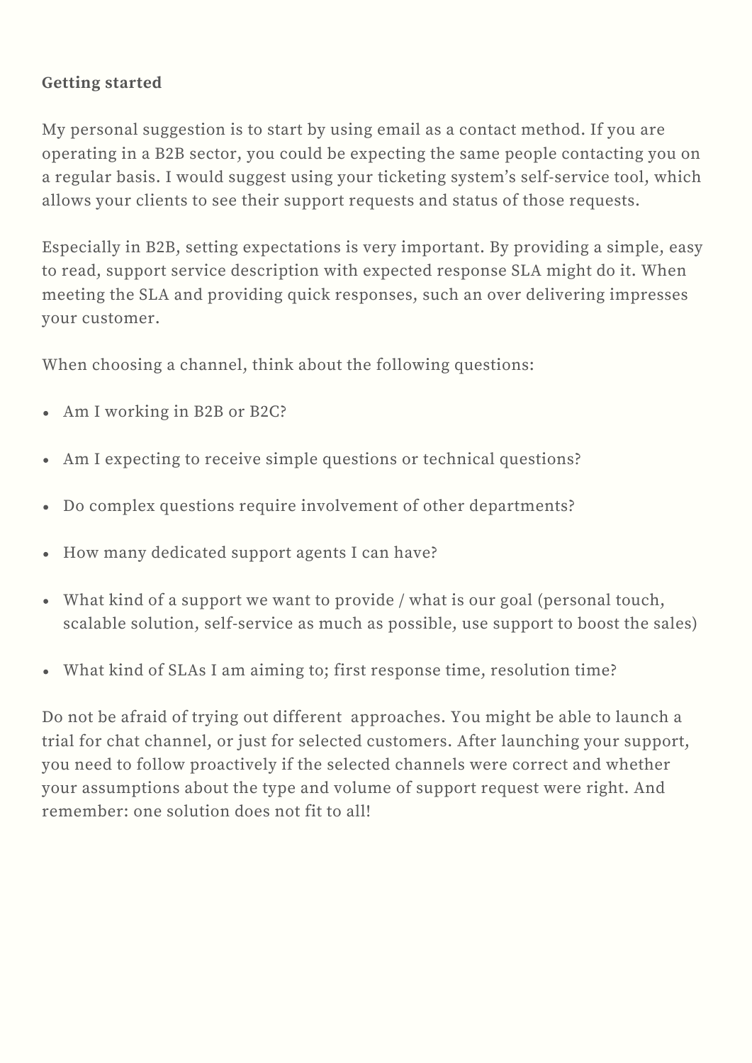**Getting started**

My personal suggestion is to start by using email as a contact method. If you are operating in a B2B sector, you could be expecting the same people contacting you on a regular basis. I would suggest using your ticketing system's self-service tool, which allows your clients to see their support requests and status of those requests.

Especially in B2B, setting expectations is very important. By providing a simple, easy to read, support service description with expected response SLA might do it. When meeting the SLA and providing quick responses, such an over delivering impresses your customer.

When choosing a channel, think about the following questions:

- Am I working in B2B or B2C?
- Am I expecting to receive simple questions or technical questions?
- Do complex questions require involvement of other departments?
- How many dedicated support agents I can have?
- What kind of a support we want to provide / what is our goal (personal touch, scalable solution, self-service as much as possible, use support to boost the sales)
- What kind of SLAs I am aiming to; first response time, resolution time?

Do not be afraid of trying out different approaches. You might be able to launch a trial for chat channel, or just for selected customers. After launching your support, you need to follow proactively if the selected channels were correct and whether your assumptions about the type and volume of support request were right. And remember: one solution does not fit to all!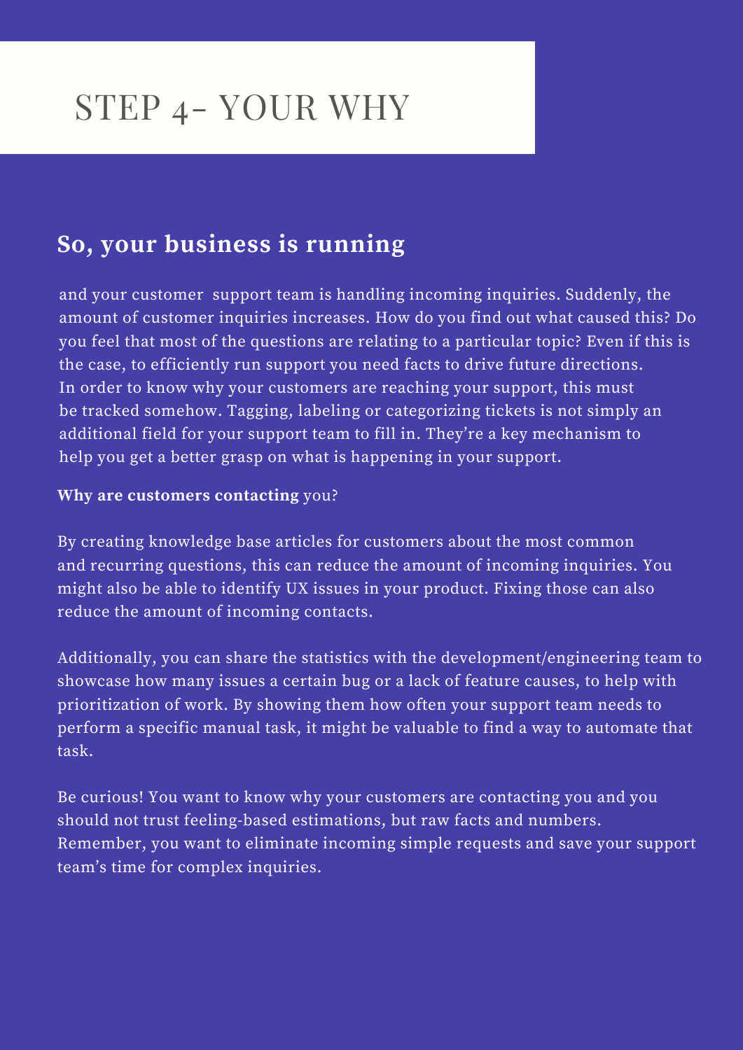# STEP 4- YOUR WHY

## So, your business is running

and your customer  support team is handling incoming inquiries. Suddenly, the amount of customer inquiries increases. How do you find out what caused this? Do you feel that most of the questions are relating to a particular topic? Even if this is the case, to efficiently run support you need facts to drive future directions. In order to know why your customers are reaching your support, this must be tracked somehow. Tagging, labeling or categorizing tickets is not simply an additional field for your support team to fill in. They're a key mechanism to help you get a better grasp on what is happening in your support.

**Why are customers contacting** you?

By creating knowledge base articles for customers about the most common and recurring questions, this can reduce the amount of incoming inquiries. You might also be able to identify UX issues in your product. Fixing those can also reduce the amount of incoming contacts.

Additionally, you can share the statistics with the development/engineering team to showcase how many issues a certain bug or a lack of feature causes, to help with prioritization of work. By showing them how often your support team needs to perform a specific manual task, it might be valuable to find a way to automate that task.

Be curious! You want to know why your customers are contacting you and you should not trust feeling-based estimations, but raw facts and numbers. Remember, you want to eliminate incoming simple requests and save your support team's time for complex inquiries.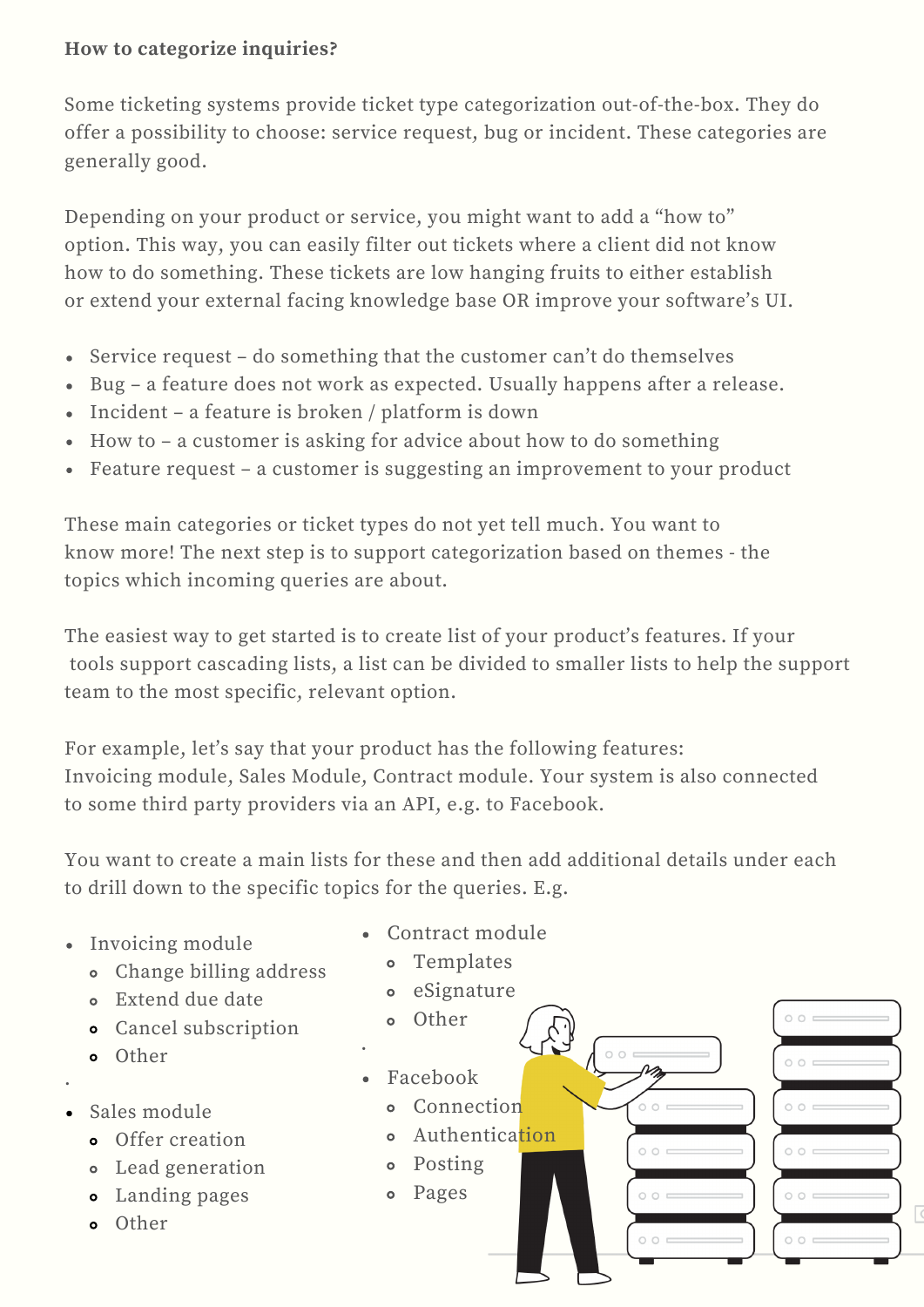**How to categorize inquiries?**

Some ticketing systems provide ticket type categorization out-of-the-box. They do offer a possibility to choose: service request, bug or incident. These categories are generally good.

Depending on your product or service, you might want to add a "how to" option. This way, you can easily filter out tickets where a client did not know how to do something. These tickets are low hanging fruits to either establish or extend your external facing knowledge base OR improve your software's UI.

- Service request – do something that the customer can't do themselves
- Bug – a feature does not work as expected. Usually happens after a release.
- Incident – a feature is broken / platform is down
- How to – a customer is asking for advice about how to do something
- Feature request – a customer is suggesting an improvement to your product

These main categories or ticket types do not yet tell much. You want to know more! The next step is to support categorization based on themes - the topics which incoming queries are about.

The easiest way to get started is to create list of your product's features. If your tools support cascading lists, a list can be divided to smaller lists to help the support team to the most specific, relevant option.

For example, let's say that your product has the following features: Invoicing module, Sales Module, Contract module. Your system is also connected to some third party providers via an API, e.g. to Facebook.

You want to create a main lists for these and then add additional details under each to drill down to the specific topics for the queries. E.g.

- Invoicing module
  - Change billing address
  - Extend due date
  - Cancel subscription
  - Other
- Sales module
  - Offer creation
  - Lead generation
  - Landing pages
  - Other
- Contract module
  - Templates
  - eSignature
  - Other
- Facebook
  - Connection
  - Authentication
  - Posting
  - Pages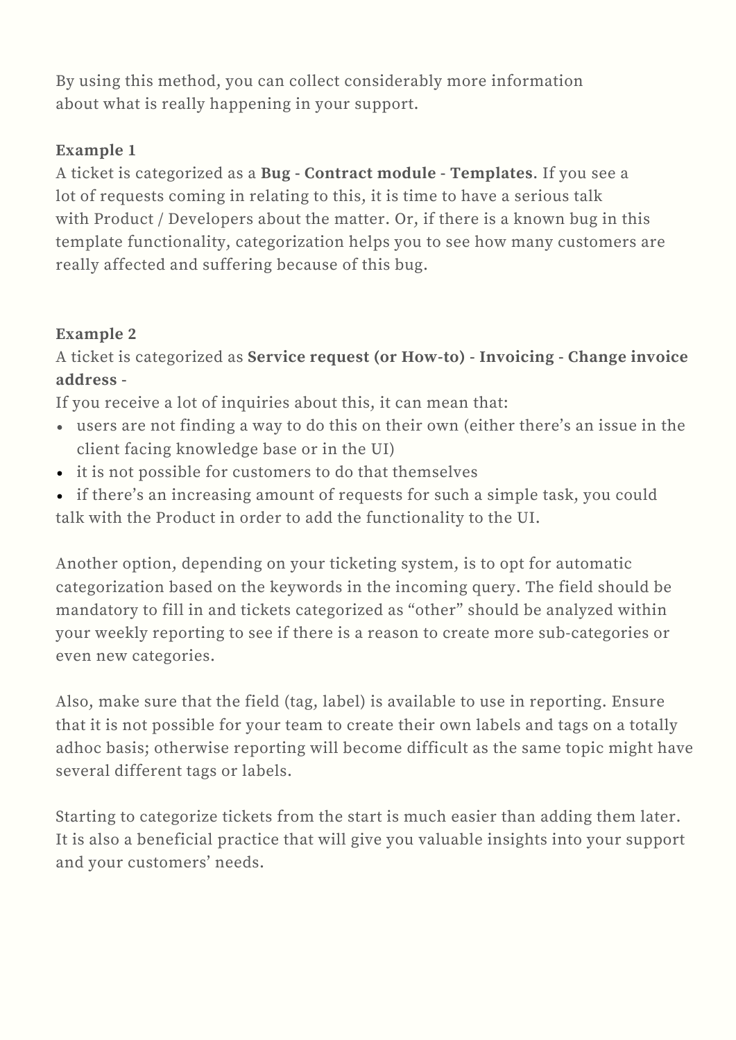By using this method, you can collect considerably more information about what is really happening in your support.

**Example 1**

A ticket is categorized as a **Bug - Contract module - Templates**. If you see a lot of requests coming in relating to this, it is time to have a serious talk with Product / Developers about the matter. Or, if there is a known bug in this template functionality, categorization helps you to see how many customers are really affected and suffering because of this bug.

**Example 2**

A ticket is categorized as **Service request (or How-to) - Invoicing - Change invoice address -**

If you receive a lot of inquiries about this, it can mean that:

- users are not finding a way to do this on their own (either there's an issue in the client facing knowledge base or in the UI)
- it is not possible for customers to do that themselves
- if there's an increasing amount of requests for such a simple task, you could talk with the Product in order to add the functionality to the UI.

Another option, depending on your ticketing system, is to opt for automatic categorization based on the keywords in the incoming query. The field should be mandatory to fill in and tickets categorized as "other" should be analyzed within your weekly reporting to see if there is a reason to create more sub-categories or even new categories.

Also, make sure that the field (tag, label) is available to use in reporting. Ensure that it is not possible for your team to create their own labels and tags on a totally adhoc basis; otherwise reporting will become difficult as the same topic might have several different tags or labels.

Starting to categorize tickets from the start is much easier than adding them later. It is also a beneficial practice that will give you valuable insights into your support and your customers' needs.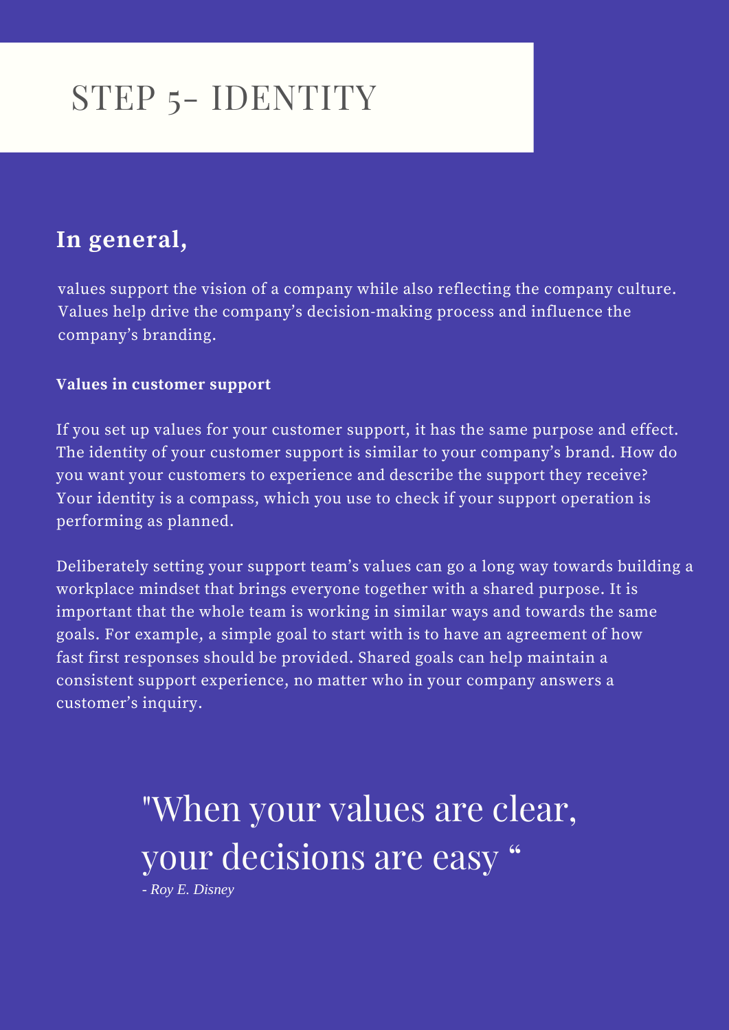# STEP 5- IDENTITY

## In general,

values support the vision of a company while also reflecting the company culture. Values help drive the company's decision-making process and influence the company's branding.

**Values in customer support**

If you set up values for your customer support, it has the same purpose and effect. The identity of your customer support is similar to your company's brand. How do you want your customers to experience and describe the support they receive? Your identity is a compass, which you use to check if your support operation is performing as planned.

Deliberately setting your support team's values can go a long way towards building a workplace mindset that brings everyone together with a shared purpose. It is important that the whole team is working in similar ways and towards the same goals. For example, a simple goal to start with is to have an agreement of how fast first responses should be provided. Shared goals can help maintain a consistent support experience, no matter who in your company answers a customer's inquiry.

> "When your values are clear, your decisions are easy "
>
> *- Roy E. Disney*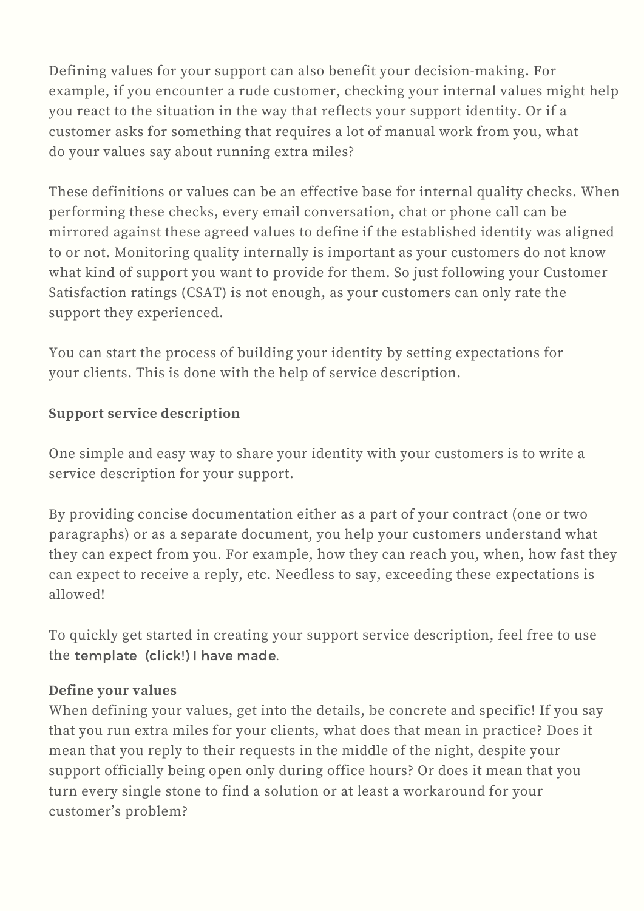Defining values for your support can also benefit your decision-making. For example, if you encounter a rude customer, checking your internal values might help you react to the situation in the way that reflects your support identity. Or if a customer asks for something that requires a lot of manual work from you, what do your values say about running extra miles?

These definitions or values can be an effective base for internal quality checks. When performing these checks, every email conversation, chat or phone call can be mirrored against these agreed values to define if the established identity was aligned to or not. Monitoring quality internally is important as your customers do not know what kind of support you want to provide for them. So just following your Customer Satisfaction ratings (CSAT) is not enough, as your customers can only rate the support they experienced.

You can start the process of building your identity by setting expectations for your clients. This is done with the help of service description.

**Support service description**

One simple and easy way to share your identity with your customers is to write a service description for your support.

By providing concise documentation either as a part of your contract (one or two paragraphs) or as a separate document, you help your customers understand what they can expect from you. For example, how they can reach you, when, how fast they can expect to receive a reply, etc. Needless to say, exceeding these expectations is allowed!

To quickly get started in creating your support service description, feel free to use the template (click!) I have made.

**Define your values**

When defining your values, get into the details, be concrete and specific! If you say that you run extra miles for your clients, what does that mean in practice? Does it mean that you reply to their requests in the middle of the night, despite your support officially being open only during office hours? Or does it mean that you turn every single stone to find a solution or at least a workaround for your customer's problem?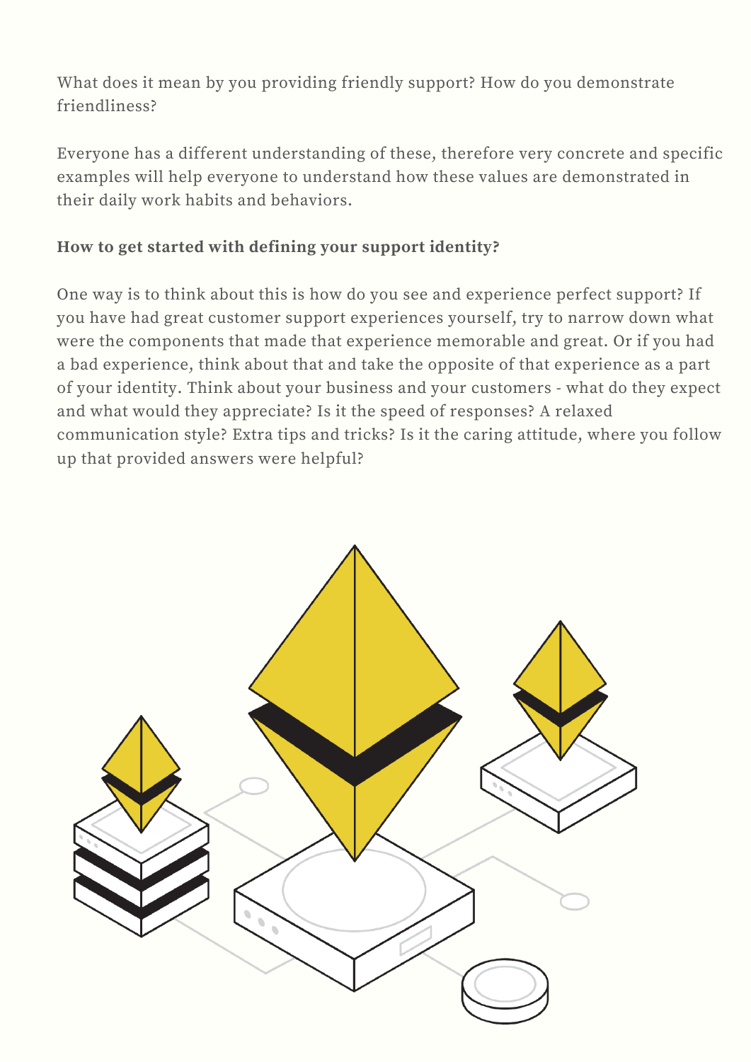What does it mean by you providing friendly support? How do you demonstrate friendliness?

Everyone has a different understanding of these, therefore very concrete and specific examples will help everyone to understand how these values are demonstrated in their daily work habits and behaviors.

**How to get started with defining your support identity?**

One way is to think about this is how do you see and experience perfect support? If you have had great customer support experiences yourself, try to narrow down what were the components that made that experience memorable and great. Or if you had a bad experience, think about that and take the opposite of that experience as a part of your identity. Think about your business and your customers - what do they expect and what would they appreciate? Is it the speed of responses? A relaxed communication style? Extra tips and tricks? Is it the caring attitude, where you follow up that provided answers were helpful?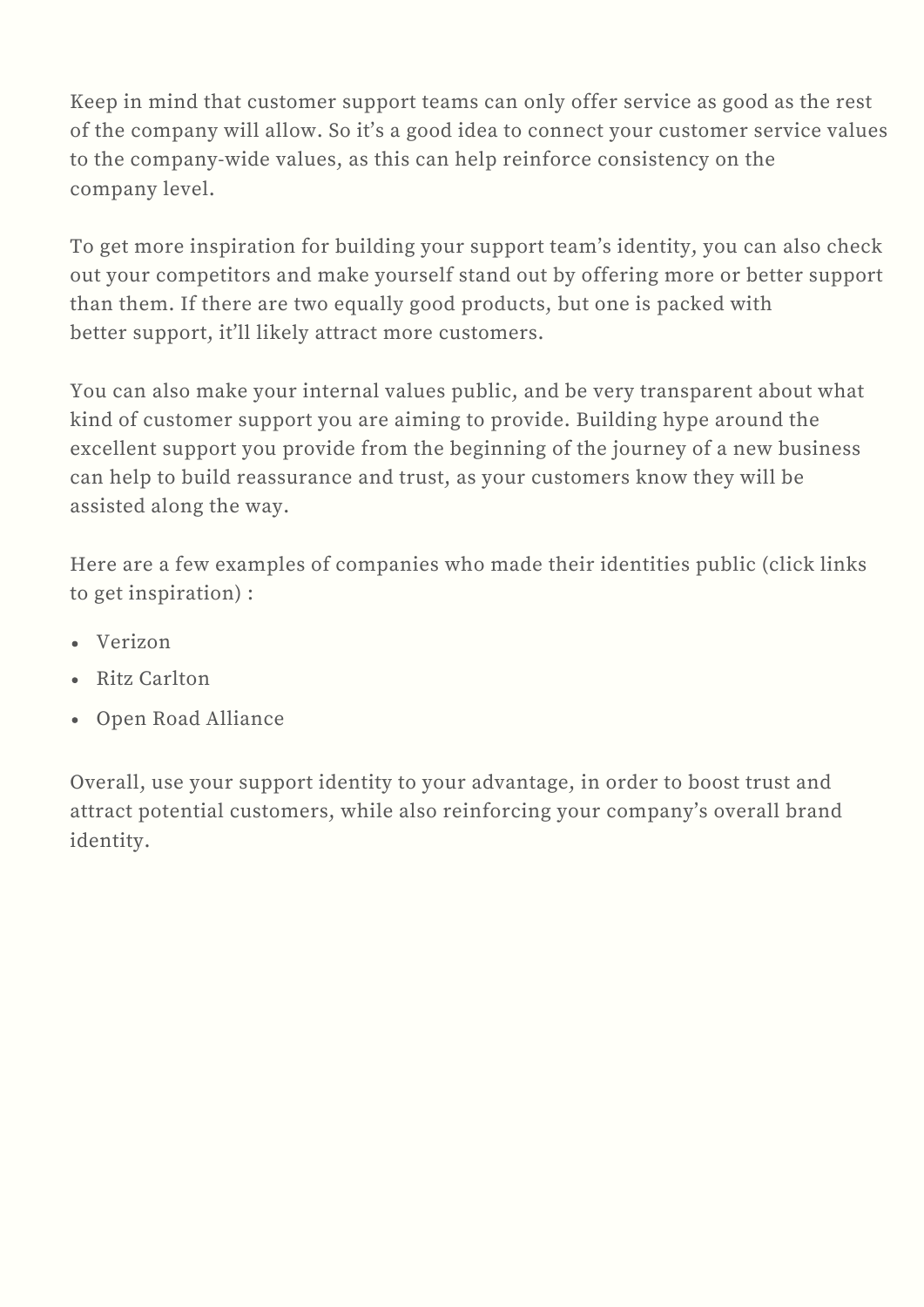Keep in mind that customer support teams can only offer service as good as the rest of the company will allow. So it's a good idea to connect your customer service values to the company-wide values, as this can help reinforce consistency on the company level.

To get more inspiration for building your support team's identity, you can also check out your competitors and make yourself stand out by offering more or better support than them. If there are two equally good products, but one is packed with better support, it'll likely attract more customers.

You can also make your internal values public, and be very transparent about what kind of customer support you are aiming to provide. Building hype around the excellent support you provide from the beginning of the journey of a new business can help to build reassurance and trust, as your customers know they will be assisted along the way.

Here are a few examples of companies who made their identities public (click links to get inspiration) :

- Verizon
- Ritz Carlton
- Open Road Alliance

Overall, use your support identity to your advantage, in order to boost trust and attract potential customers, while also reinforcing your company's overall brand identity.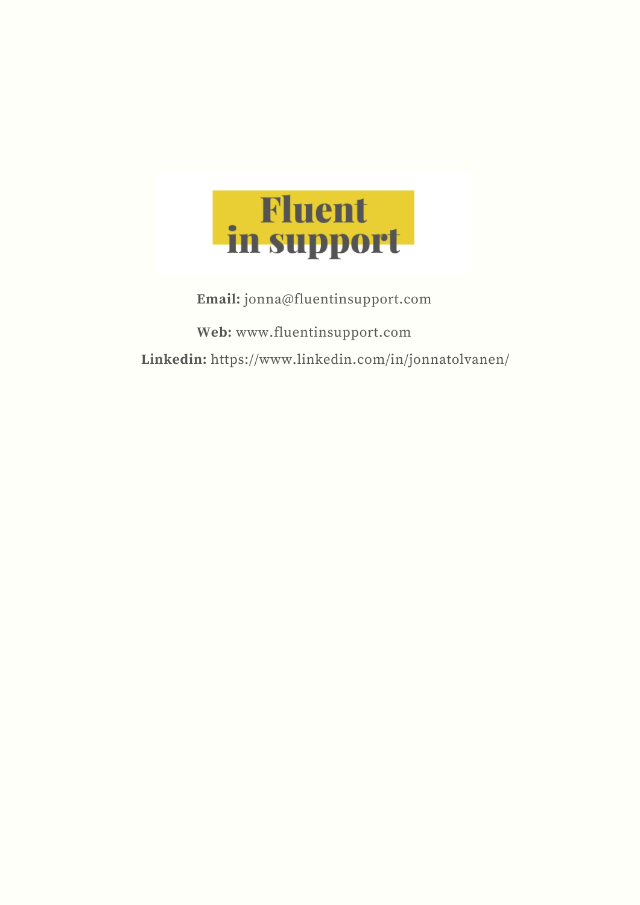**Fluent in support**

**Email:** jonna@fluentinsupport.com

**Web:** www.fluentinsupport.com

**Linkedin:** https://www.linkedin.com/in/jonnatolvanen/